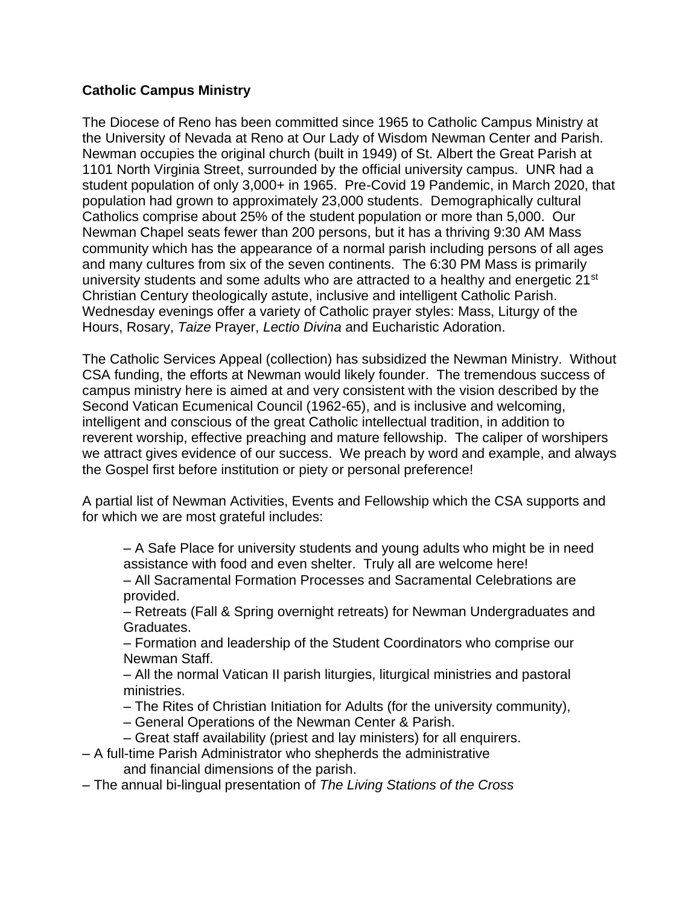**Catholic Campus Ministry**

The Diocese of Reno has been committed since 1965 to Catholic Campus Ministry at the University of Nevada at Reno at Our Lady of Wisdom Newman Center and Parish. Newman occupies the original church (built in 1949) of St. Albert the Great Parish at 1101 North Virginia Street, surrounded by the official university campus. UNR had a student population of only 3,000+ in 1965. Pre-Covid 19 Pandemic, in March 2020, that population had grown to approximately 23,000 students. Demographically cultural Catholics comprise about 25% of the student population or more than 5,000. Our Newman Chapel seats fewer than 200 persons, but it has a thriving 9:30 AM Mass community which has the appearance of a normal parish including persons of all ages and many cultures from six of the seven continents. The 6:30 PM Mass is primarily university students and some adults who are attracted to a healthy and energetic 21st Christian Century theologically astute, inclusive and intelligent Catholic Parish. Wednesday evenings offer a variety of Catholic prayer styles: Mass, Liturgy of the Hours, Rosary, *Taize* Prayer, *Lectio Divina* and Eucharistic Adoration.

The Catholic Services Appeal (collection) has subsidized the Newman Ministry. Without CSA funding, the efforts at Newman would likely founder. The tremendous success of campus ministry here is aimed at and very consistent with the vision described by the Second Vatican Ecumenical Council (1962-65), and is inclusive and welcoming, intelligent and conscious of the great Catholic intellectual tradition, in addition to reverent worship, effective preaching and mature fellowship. The caliper of worshipers we attract gives evidence of our success. We preach by word and example, and always the Gospel first before institution or piety or personal preference!

A partial list of Newman Activities, Events and Fellowship which the CSA supports and for which we are most grateful includes:

– A Safe Place for university students and young adults who might be in need assistance with food and even shelter. Truly all are welcome here!
– All Sacramental Formation Processes and Sacramental Celebrations are provided.
– Retreats (Fall & Spring overnight retreats) for Newman Undergraduates and Graduates.
– Formation and leadership of the Student Coordinators who comprise our Newman Staff.
– All the normal Vatican II parish liturgies, liturgical ministries and pastoral ministries.
– The Rites of Christian Initiation for Adults (for the university community),
– General Operations of the Newman Center & Parish.
– Great staff availability (priest and lay ministers) for all enquirers.
– A full-time Parish Administrator who shepherds the administrative and financial dimensions of the parish.
– The annual bi-lingual presentation of *The Living Stations of the Cross*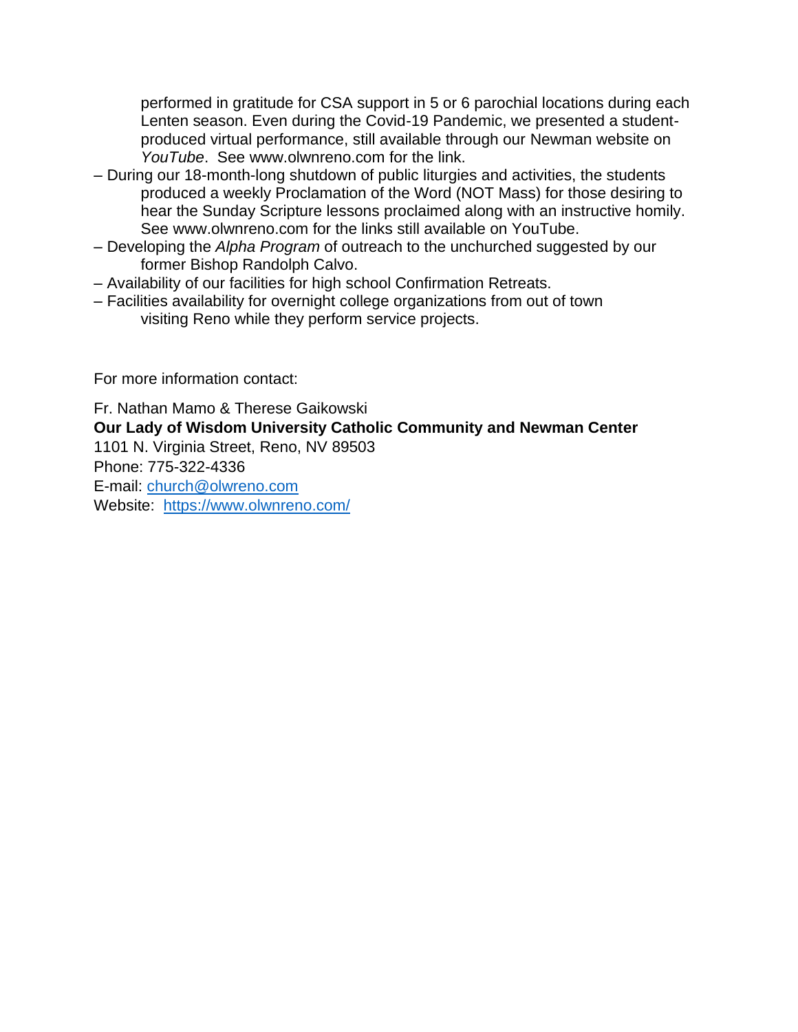performed in gratitude for CSA support in 5 or 6 parochial locations during each Lenten season. Even during the Covid-19 Pandemic, we presented a student-produced virtual performance, still available through our Newman website on *YouTube*.  See www.olwnreno.com for the link.

– During our 18-month-long shutdown of public liturgies and activities, the students produced a weekly Proclamation of the Word (NOT Mass) for those desiring to hear the Sunday Scripture lessons proclaimed along with an instructive homily. See www.olwnreno.com for the links still available on YouTube.

– Developing the *Alpha Program* of outreach to the unchurched suggested by our former Bishop Randolph Calvo.

– Availability of our facilities for high school Confirmation Retreats.

– Facilities availability for overnight college organizations from out of town visiting Reno while they perform service projects.

For more information contact:

Fr. Nathan Mamo & Therese Gaikowski
**Our Lady of Wisdom University Catholic Community and Newman Center**
1101 N. Virginia Street, Reno, NV 89503
Phone: 775-322-4336
E-mail: church@olwreno.com
Website:  https://www.olwnreno.com/